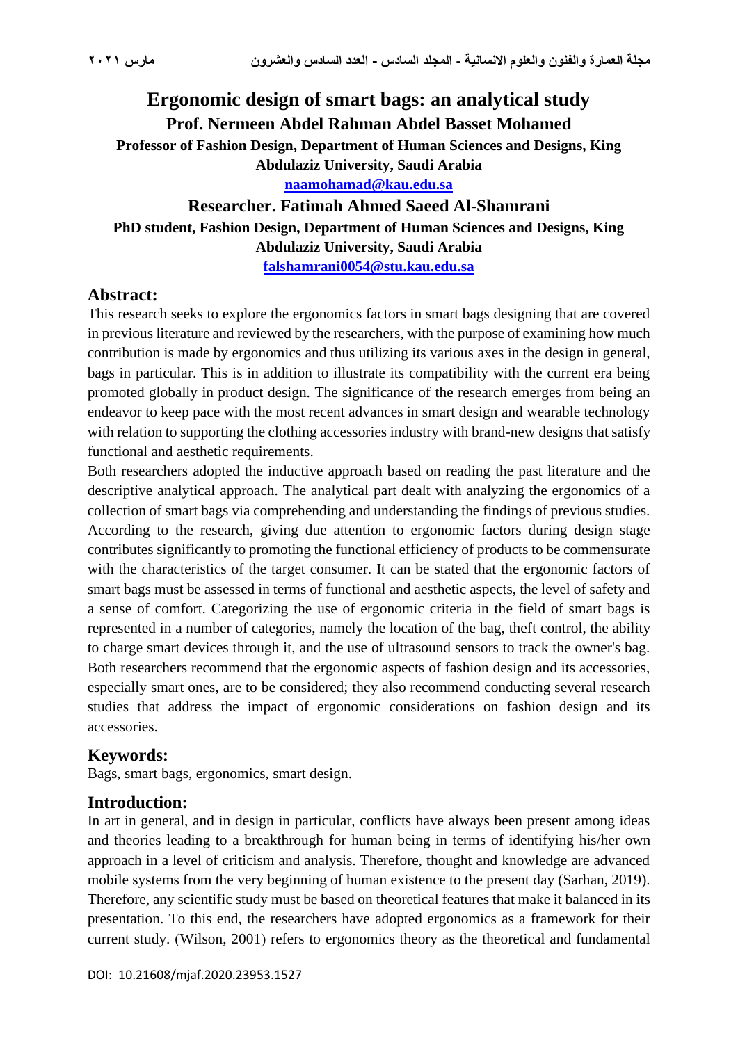# Ergonomic design of smart bags: an analytical study

**Prof. Nermeen Abdel Rahman Abdel Basset Mohamed**

**Professor of Fashion Design, Department of Human Sciences and Designs, King Abdulaziz University, Saudi Arabia**

**naamohamad@kau.edu.sa**

**Researcher. Fatimah Ahmed Saeed Al-Shamrani**

**PhD student, Fashion Design, Department of Human Sciences and Designs, King Abdulaziz University, Saudi Arabia**

**falshamrani0054@stu.kau.edu.sa**

## Abstract:

This research seeks to explore the ergonomics factors in smart bags designing that are covered in previous literature and reviewed by the researchers, with the purpose of examining how much contribution is made by ergonomics and thus utilizing its various axes in the design in general, bags in particular. This is in addition to illustrate its compatibility with the current era being promoted globally in product design. The significance of the research emerges from being an endeavor to keep pace with the most recent advances in smart design and wearable technology with relation to supporting the clothing accessories industry with brand-new designs that satisfy functional and aesthetic requirements.

Both researchers adopted the inductive approach based on reading the past literature and the descriptive analytical approach. The analytical part dealt with analyzing the ergonomics of a collection of smart bags via comprehending and understanding the findings of previous studies. According to the research, giving due attention to ergonomic factors during design stage contributes significantly to promoting the functional efficiency of products to be commensurate with the characteristics of the target consumer. It can be stated that the ergonomic factors of smart bags must be assessed in terms of functional and aesthetic aspects, the level of safety and a sense of comfort. Categorizing the use of ergonomic criteria in the field of smart bags is represented in a number of categories, namely the location of the bag, theft control, the ability to charge smart devices through it, and the use of ultrasound sensors to track the owner's bag. Both researchers recommend that the ergonomic aspects of fashion design and its accessories, especially smart ones, are to be considered; they also recommend conducting several research studies that address the impact of ergonomic considerations on fashion design and its accessories.

## Keywords:

Bags, smart bags, ergonomics, smart design.

## Introduction:

In art in general, and in design in particular, conflicts have always been present among ideas and theories leading to a breakthrough for human being in terms of identifying his/her own approach in a level of criticism and analysis. Therefore, thought and knowledge are advanced mobile systems from the very beginning of human existence to the present day (Sarhan, 2019). Therefore, any scientific study must be based on theoretical features that make it balanced in its presentation. To this end, the researchers have adopted ergonomics as a framework for their current study. (Wilson, 2001) refers to ergonomics theory as the theoretical and fundamental

DOI: 10.21608/mjaf.2020.23953.1527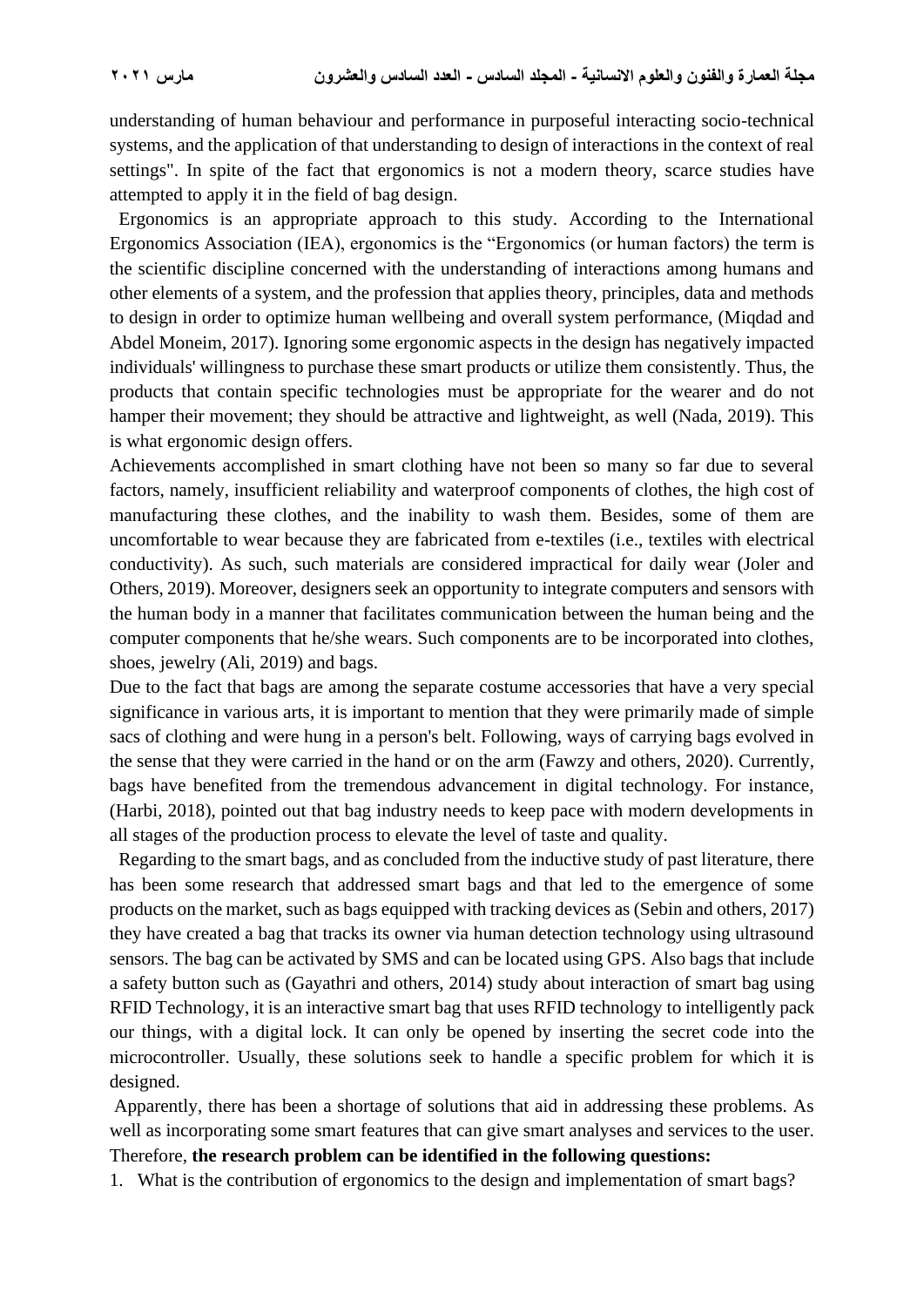understanding of human behaviour and performance in purposeful interacting socio-technical systems, and the application of that understanding to design of interactions in the context of real settings". In spite of the fact that ergonomics is not a modern theory, scarce studies have attempted to apply it in the field of bag design.

Ergonomics is an appropriate approach to this study. According to the International Ergonomics Association (IEA), ergonomics is the "Ergonomics (or human factors) the term is the scientific discipline concerned with the understanding of interactions among humans and other elements of a system, and the profession that applies theory, principles, data and methods to design in order to optimize human wellbeing and overall system performance, (Miqdad and Abdel Moneim, 2017). Ignoring some ergonomic aspects in the design has negatively impacted individuals' willingness to purchase these smart products or utilize them consistently. Thus, the products that contain specific technologies must be appropriate for the wearer and do not hamper their movement; they should be attractive and lightweight, as well (Nada, 2019). This is what ergonomic design offers.

Achievements accomplished in smart clothing have not been so many so far due to several factors, namely, insufficient reliability and waterproof components of clothes, the high cost of manufacturing these clothes, and the inability to wash them. Besides, some of them are uncomfortable to wear because they are fabricated from e-textiles (i.e., textiles with electrical conductivity). As such, such materials are considered impractical for daily wear (Joler and Others, 2019). Moreover, designers seek an opportunity to integrate computers and sensors with the human body in a manner that facilitates communication between the human being and the computer components that he/she wears. Such components are to be incorporated into clothes, shoes, jewelry (Ali, 2019) and bags.

Due to the fact that bags are among the separate costume accessories that have a very special significance in various arts, it is important to mention that they were primarily made of simple sacs of clothing and were hung in a person's belt. Following, ways of carrying bags evolved in the sense that they were carried in the hand or on the arm (Fawzy and others, 2020). Currently, bags have benefited from the tremendous advancement in digital technology. For instance, (Harbi, 2018), pointed out that bag industry needs to keep pace with modern developments in all stages of the production process to elevate the level of taste and quality.

Regarding to the smart bags, and as concluded from the inductive study of past literature, there has been some research that addressed smart bags and that led to the emergence of some products on the market, such as bags equipped with tracking devices as (Sebin and others, 2017) they have created a bag that tracks its owner via human detection technology using ultrasound sensors. The bag can be activated by SMS and can be located using GPS. Also bags that include a safety button such as (Gayathri and others, 2014) study about interaction of smart bag using RFID Technology, it is an interactive smart bag that uses RFID technology to intelligently pack our things, with a digital lock. It can only be opened by inserting the secret code into the microcontroller. Usually, these solutions seek to handle a specific problem for which it is designed.

Apparently, there has been a shortage of solutions that aid in addressing these problems. As well as incorporating some smart features that can give smart analyses and services to the user. Therefore, **the research problem can be identified in the following questions:**

1. What is the contribution of ergonomics to the design and implementation of smart bags?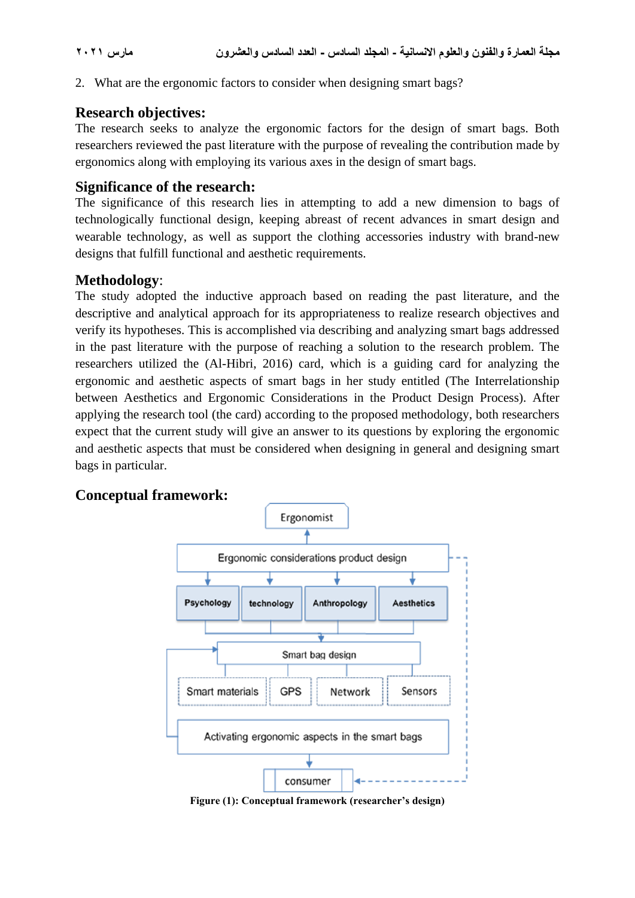2. What are the ergonomic factors to consider when designing smart bags?

## Research objectives:

The research seeks to analyze the ergonomic factors for the design of smart bags. Both researchers reviewed the past literature with the purpose of revealing the contribution made by ergonomics along with employing its various axes in the design of smart bags.

## Significance of the research:

The significance of this research lies in attempting to add a new dimension to bags of technologically functional design, keeping abreast of recent advances in smart design and wearable technology, as well as support the clothing accessories industry with brand-new designs that fulfill functional and aesthetic requirements.

## Methodology:

The study adopted the inductive approach based on reading the past literature, and the descriptive and analytical approach for its appropriateness to realize research objectives and verify its hypotheses. This is accomplished via describing and analyzing smart bags addressed in the past literature with the purpose of reaching a solution to the research problem. The researchers utilized the (Al-Hibri, 2016) card, which is a guiding card for analyzing the ergonomic and aesthetic aspects of smart bags in her study entitled (The Interrelationship between Aesthetics and Ergonomic Considerations in the Product Design Process). After applying the research tool (the card) according to the proposed methodology, both researchers expect that the current study will give an answer to its questions by exploring the ergonomic and aesthetic aspects that must be considered when designing in general and designing smart bags in particular.

## Conceptual framework:

Ergonomist

Ergonomic considerations product design

Psychology | technology | Anthropology | Aesthetics

Smart bag design

Smart materials | GPS | Network | Sensors

Activating ergonomic aspects in the smart bags

consumer

**Figure (1): Conceptual framework (researcher's design)**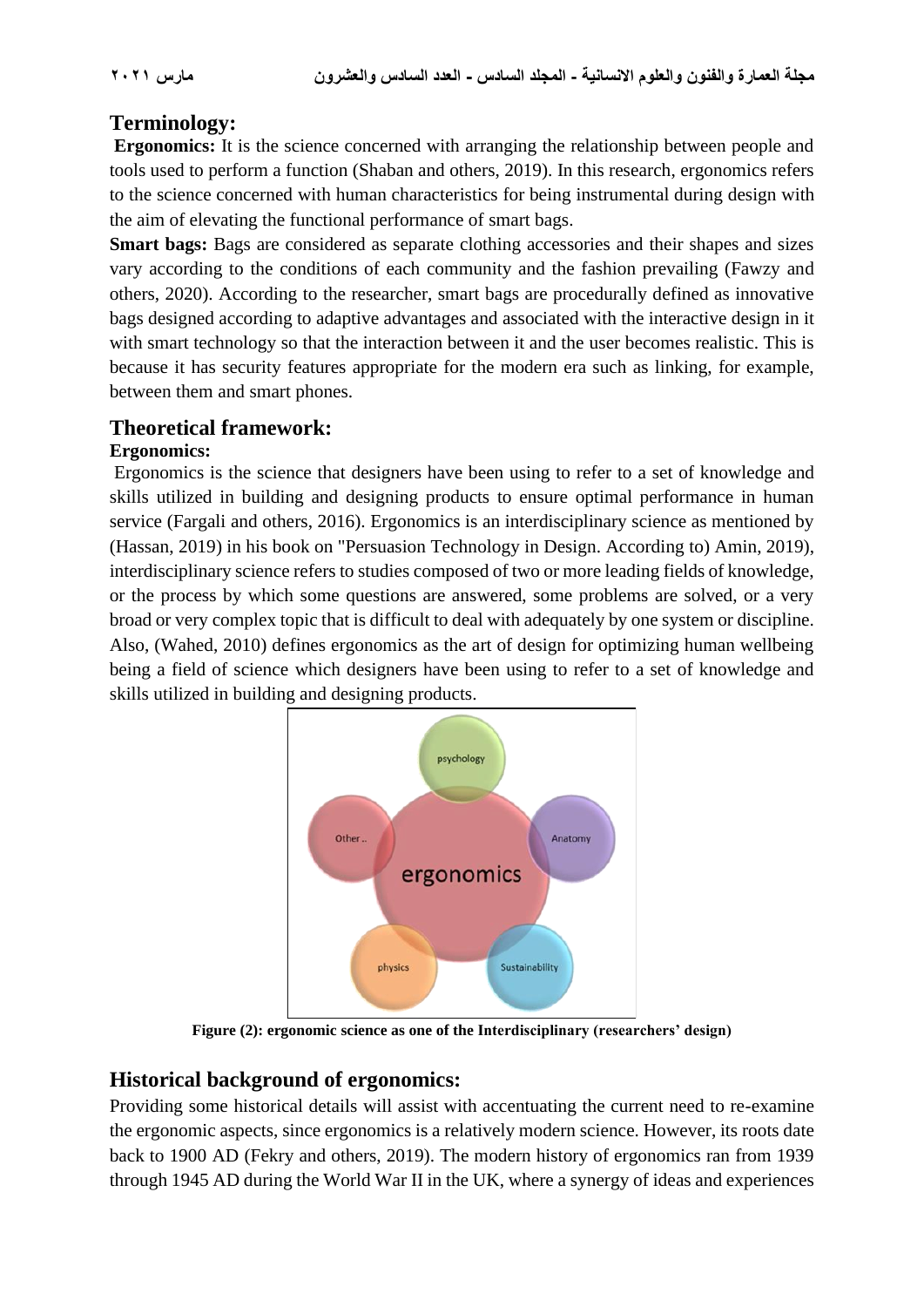## Terminology:

**Ergonomics:** It is the science concerned with arranging the relationship between people and tools used to perform a function (Shaban and others, 2019). In this research, ergonomics refers to the science concerned with human characteristics for being instrumental during design with the aim of elevating the functional performance of smart bags.

**Smart bags:** Bags are considered as separate clothing accessories and their shapes and sizes vary according to the conditions of each community and the fashion prevailing (Fawzy and others, 2020). According to the researcher, smart bags are procedurally defined as innovative bags designed according to adaptive advantages and associated with the interactive design in it with smart technology so that the interaction between it and the user becomes realistic. This is because it has security features appropriate for the modern era such as linking, for example, between them and smart phones.

## Theoretical framework:

### Ergonomics:

Ergonomics is the science that designers have been using to refer to a set of knowledge and skills utilized in building and designing products to ensure optimal performance in human service (Fargali and others, 2016). Ergonomics is an interdisciplinary science as mentioned by (Hassan, 2019) in his book on "Persuasion Technology in Design. According to) Amin, 2019), interdisciplinary science refers to studies composed of two or more leading fields of knowledge, or the process by which some questions are answered, some problems are solved, or a very broad or very complex topic that is difficult to deal with adequately by one system or discipline. Also, (Wahed, 2010) defines ergonomics as the art of design for optimizing human wellbeing being a field of science which designers have been using to refer to a set of knowledge and skills utilized in building and designing products.

**Figure (2): ergonomic science as one of the Interdisciplinary (researchers' design)**

## Historical background of ergonomics:

Providing some historical details will assist with accentuating the current need to re-examine the ergonomic aspects, since ergonomics is a relatively modern science. However, its roots date back to 1900 AD (Fekry and others, 2019). The modern history of ergonomics ran from 1939 through 1945 AD during the World War II in the UK, where a synergy of ideas and experiences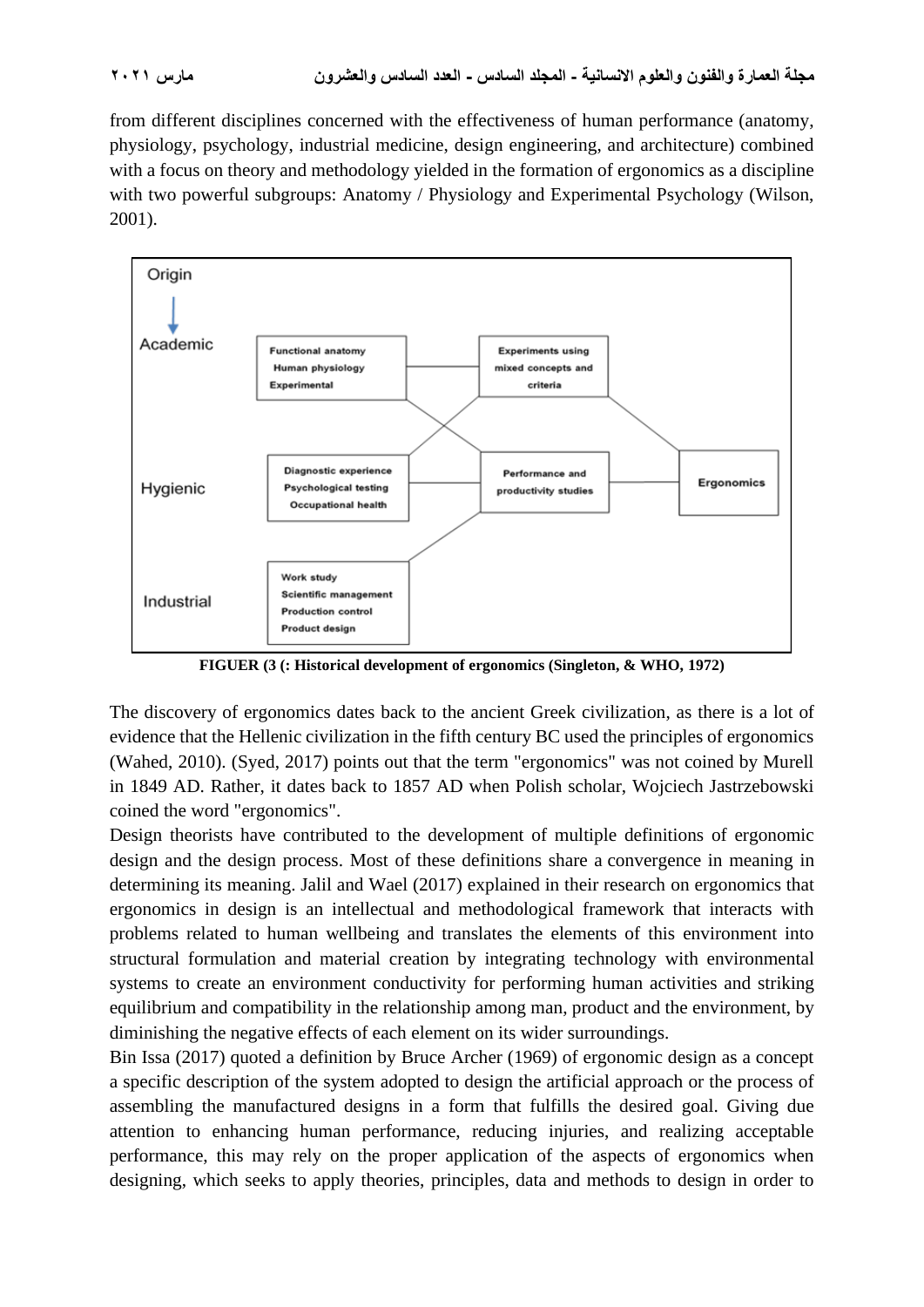from different disciplines concerned with the effectiveness of human performance (anatomy, physiology, psychology, industrial medicine, design engineering, and architecture) combined with a focus on theory and methodology yielded in the formation of ergonomics as a discipline with two powerful subgroups: Anatomy / Physiology and Experimental Psychology (Wilson, 2001).

**FIGUER (3 (: Historical development of ergonomics (Singleton, & WHO, 1972)**

The discovery of ergonomics dates back to the ancient Greek civilization, as there is a lot of evidence that the Hellenic civilization in the fifth century BC used the principles of ergonomics (Wahed, 2010). (Syed, 2017) points out that the term "ergonomics" was not coined by Murell in 1849 AD. Rather, it dates back to 1857 AD when Polish scholar, Wojciech Jastrzebowski coined the word "ergonomics".

Design theorists have contributed to the development of multiple definitions of ergonomic design and the design process. Most of these definitions share a convergence in meaning in determining its meaning. Jalil and Wael (2017) explained in their research on ergonomics that ergonomics in design is an intellectual and methodological framework that interacts with problems related to human wellbeing and translates the elements of this environment into structural formulation and material creation by integrating technology with environmental systems to create an environment conductivity for performing human activities and striking equilibrium and compatibility in the relationship among man, product and the environment, by diminishing the negative effects of each element on its wider surroundings.

Bin Issa (2017) quoted a definition by Bruce Archer (1969) of ergonomic design as a concept a specific description of the system adopted to design the artificial approach or the process of assembling the manufactured designs in a form that fulfills the desired goal. Giving due attention to enhancing human performance, reducing injuries, and realizing acceptable performance, this may rely on the proper application of the aspects of ergonomics when designing, which seeks to apply theories, principles, data and methods to design in order to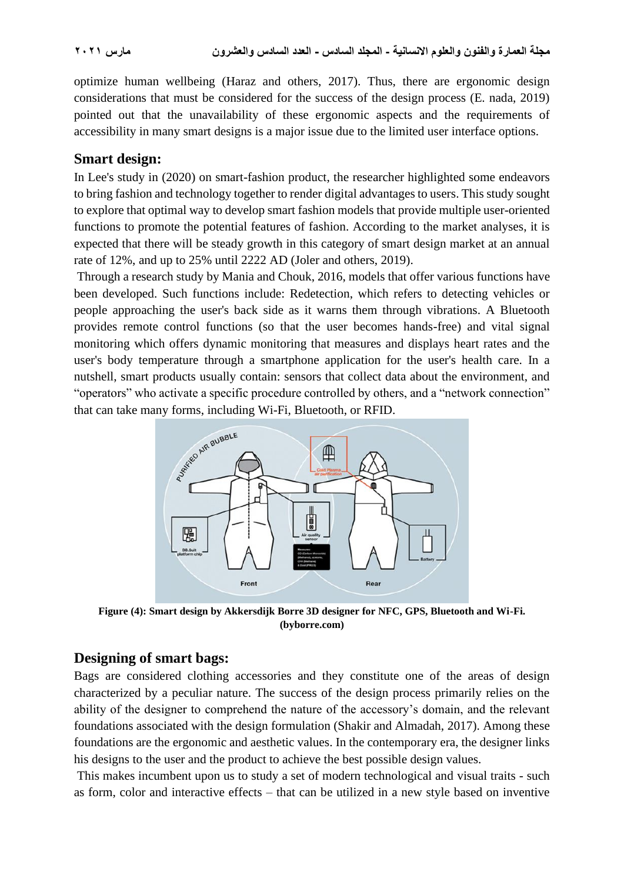optimize human wellbeing (Haraz and others, 2017). Thus, there are ergonomic design considerations that must be considered for the success of the design process (E. nada, 2019) pointed out that the unavailability of these ergonomic aspects and the requirements of accessibility in many smart designs is a major issue due to the limited user interface options.

## Smart design:

In Lee's study in (2020) on smart-fashion product, the researcher highlighted some endeavors to bring fashion and technology together to render digital advantages to users. This study sought to explore that optimal way to develop smart fashion models that provide multiple user-oriented functions to promote the potential features of fashion. According to the market analyses, it is expected that there will be steady growth in this category of smart design market at an annual rate of 12%, and up to 25% until 2222 AD (Joler and others, 2019).

Through a research study by Mania and Chouk, 2016, models that offer various functions have been developed. Such functions include: Redetection, which refers to detecting vehicles or people approaching the user's back side as it warns them through vibrations. A Bluetooth provides remote control functions (so that the user becomes hands-free) and vital signal monitoring which offers dynamic monitoring that measures and displays heart rates and the user's body temperature through a smartphone application for the user's health care. In a nutshell, smart products usually contain: sensors that collect data about the environment, and "operators" who activate a specific procedure controlled by others, and a "network connection" that can take many forms, including Wi-Fi, Bluetooth, or RFID.

**Figure (4): Smart design by Akkersdijk Borre 3D designer for NFC, GPS, Bluetooth and Wi-Fi. (byborre.com)**

## Designing of smart bags:

Bags are considered clothing accessories and they constitute one of the areas of design characterized by a peculiar nature. The success of the design process primarily relies on the ability of the designer to comprehend the nature of the accessory's domain, and the relevant foundations associated with the design formulation (Shakir and Almadah, 2017). Among these foundations are the ergonomic and aesthetic values. In the contemporary era, the designer links his designs to the user and the product to achieve the best possible design values.

This makes incumbent upon us to study a set of modern technological and visual traits - such as form, color and interactive effects – that can be utilized in a new style based on inventive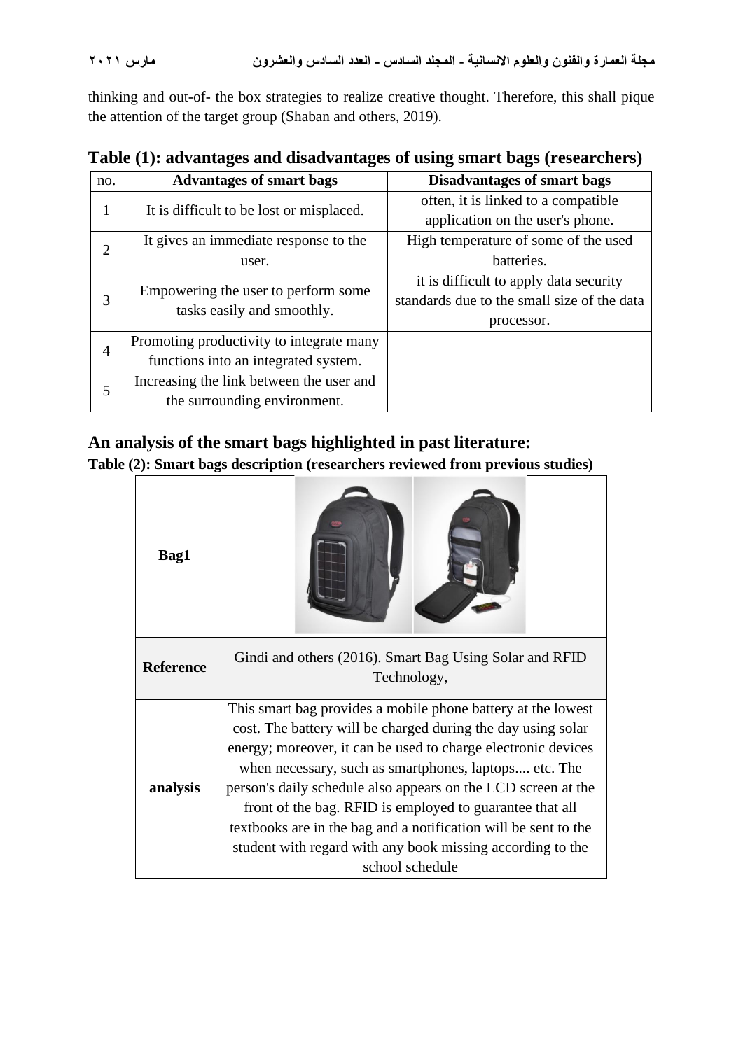thinking and out-of- the box strategies to realize creative thought. Therefore, this shall pique the attention of the target group (Shaban and others, 2019).

**Table (1): advantages and disadvantages of using smart bags (researchers)**

| no. | Advantages of smart bags | Disadvantages of smart bags |
|---|---|---|
| 1 | It is difficult to be lost or misplaced. | often, it is linked to a compatible application on the user's phone. |
| 2 | It gives an immediate response to the user. | High temperature of some of the used batteries. |
| 3 | Empowering the user to perform some tasks easily and smoothly. | it is difficult to apply data security standards due to the small size of the data processor. |
| 4 | Promoting productivity to integrate many functions into an integrated system. | |
| 5 | Increasing the link between the user and the surrounding environment. | |

## An analysis of the smart bags highlighted in past literature:

**Table (2): Smart bags description (researchers reviewed from previous studies)**

| | |
|---|---|
| **Bag1** | |
| **Reference** | Gindi and others (2016). Smart Bag Using Solar and RFID Technology, |
| **analysis** | This smart bag provides a mobile phone battery at the lowest cost. The battery will be charged during the day using solar energy; moreover, it can be used to charge electronic devices when necessary, such as smartphones, laptops.... etc. The person's daily schedule also appears on the LCD screen at the front of the bag. RFID is employed to guarantee that all textbooks are in the bag and a notification will be sent to the student with regard with any book missing according to the school schedule |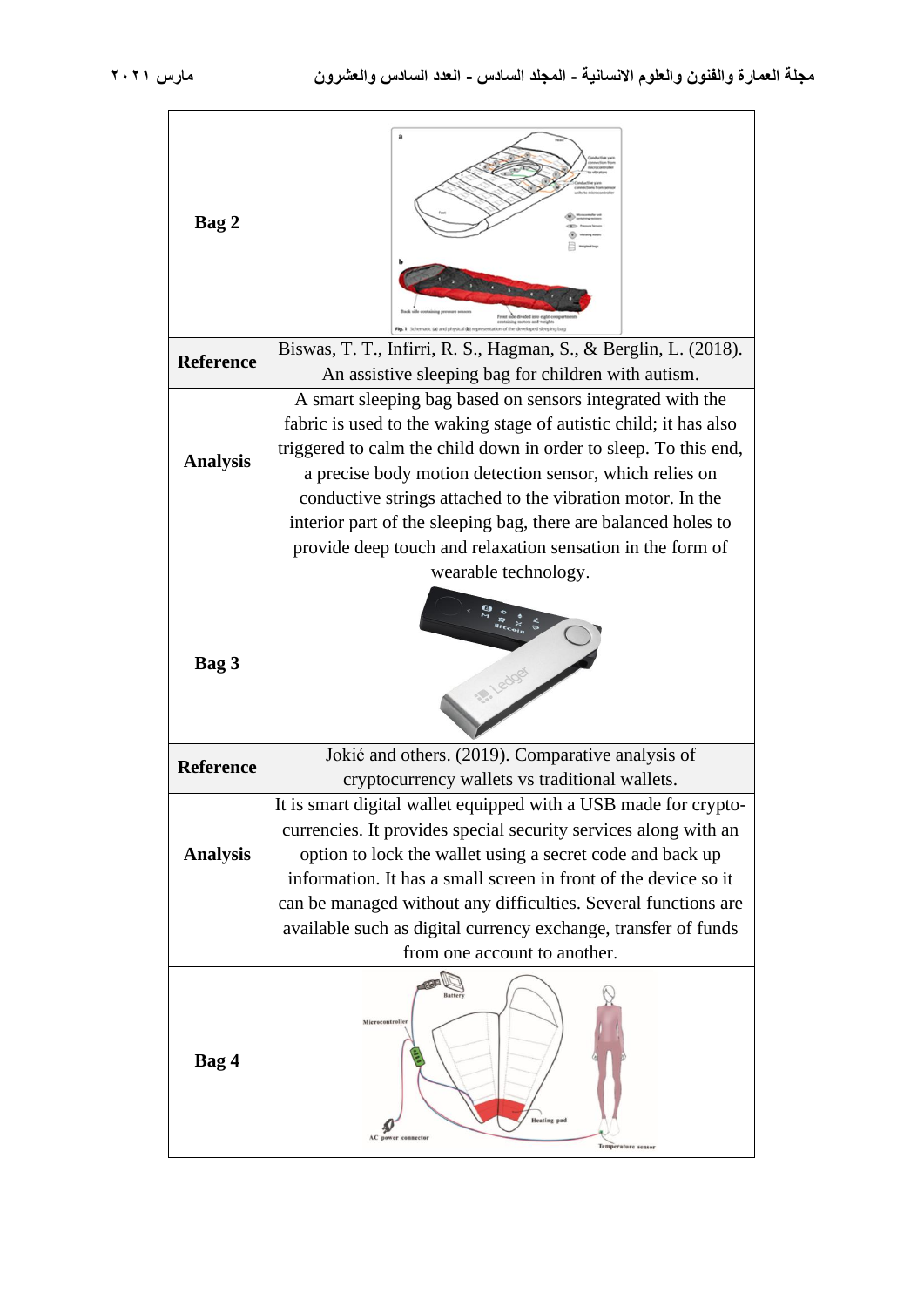| Bag 2 | |
|---|---|
| **Reference** | Biswas, T. T., Infirri, R. S., Hagman, S., & Berglin, L. (2018). An assistive sleeping bag for children with autism. |
| **Analysis** | A smart sleeping bag based on sensors integrated with the fabric is used to the waking stage of autistic child; it has also triggered to calm the child down in order to sleep. To this end, a precise body motion detection sensor, which relies on conductive strings attached to the vibration motor. In the interior part of the sleeping bag, there are balanced holes to provide deep touch and relaxation sensation in the form of wearable technology. |
| **Bag 3** | |
| **Reference** | Jokić and others. (2019). Comparative analysis of cryptocurrency wallets vs traditional wallets. |
| **Analysis** | It is smart digital wallet equipped with a USB made for crypto-currencies. It provides special security services along with an option to lock the wallet using a secret code and back up information. It has a small screen in front of the device so it can be managed without any difficulties. Several functions are available such as digital currency exchange, transfer of funds from one account to another. |
| **Bag 4** | |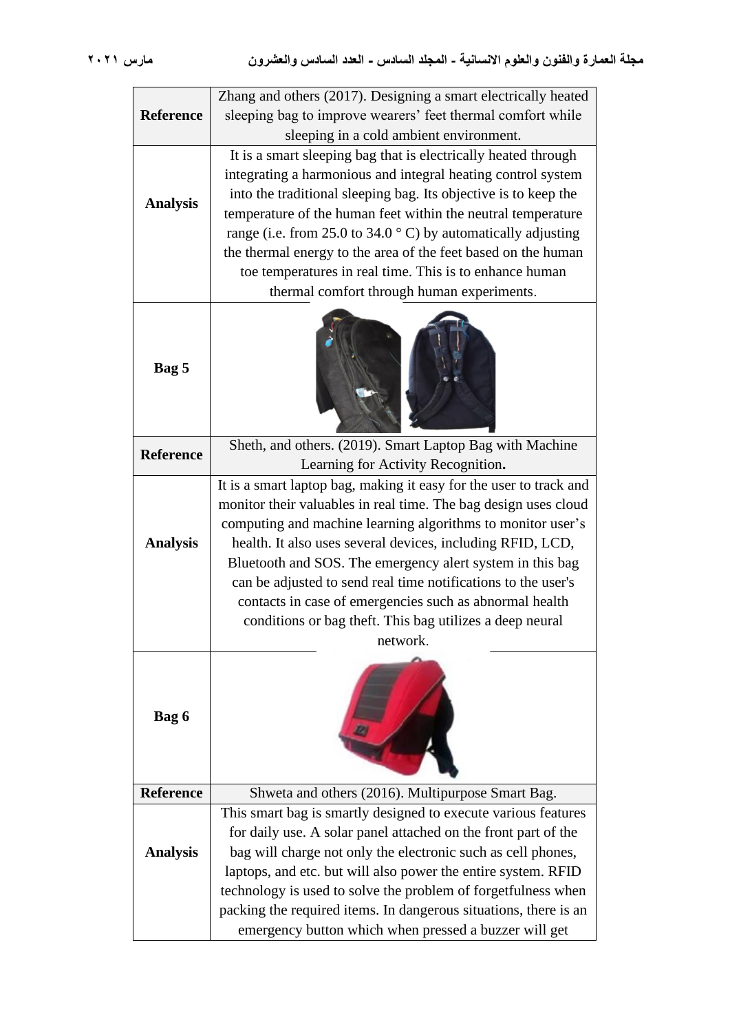| | |
|---|---|
| **Reference** | Zhang and others (2017). Designing a smart electrically heated sleeping bag to improve wearers' feet thermal comfort while sleeping in a cold ambient environment. |
| **Analysis** | It is a smart sleeping bag that is electrically heated through integrating a harmonious and integral heating control system into the traditional sleeping bag. Its objective is to keep the temperature of the human feet within the neutral temperature range (i.e. from 25.0 to 34.0 ° C) by automatically adjusting the thermal energy to the area of the feet based on the human toe temperatures in real time. This is to enhance human thermal comfort through human experiments. |
| **Bag 5** | |
| **Reference** | Sheth, and others. (2019). Smart Laptop Bag with Machine Learning for Activity Recognition**.** |
| **Analysis** | It is a smart laptop bag, making it easy for the user to track and monitor their valuables in real time. The bag design uses cloud computing and machine learning algorithms to monitor user's health. It also uses several devices, including RFID, LCD, Bluetooth and SOS. The emergency alert system in this bag can be adjusted to send real time notifications to the user's contacts in case of emergencies such as abnormal health conditions or bag theft. This bag utilizes a deep neural network. |
| **Bag 6** | |
| **Reference** | Shweta and others (2016). Multipurpose Smart Bag. |
| **Analysis** | This smart bag is smartly designed to execute various features for daily use. A solar panel attached on the front part of the bag will charge not only the electronic such as cell phones, laptops, and etc. but will also power the entire system. RFID technology is used to solve the problem of forgetfulness when packing the required items. In dangerous situations, there is an emergency button which when pressed a buzzer will get |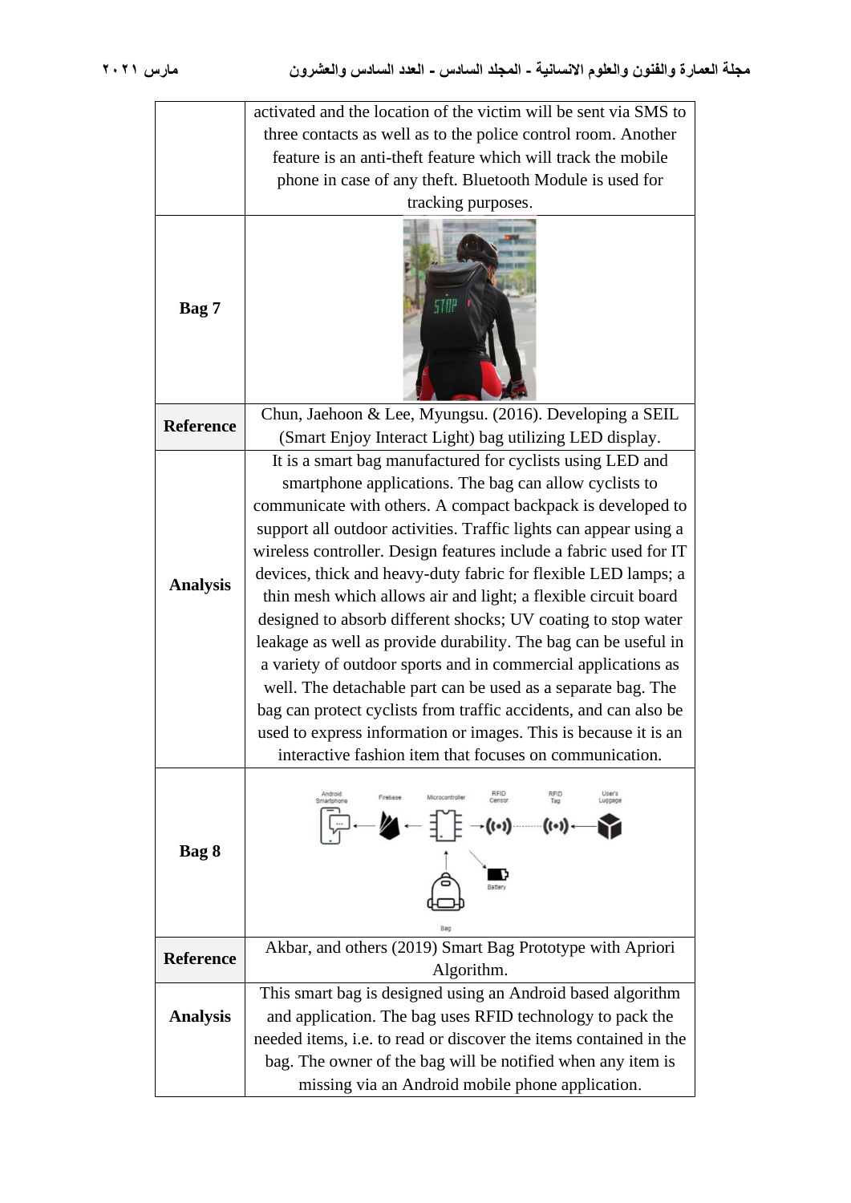| | |
|---|---|
| | activated and the location of the victim will be sent via SMS to three contacts as well as to the police control room. Another feature is an anti-theft feature which will track the mobile phone in case of any theft. Bluetooth Module is used for tracking purposes. |
| **Bag 7** | |
| **Reference** | Chun, Jaehoon & Lee, Myungsu. (2016). Developing a SEIL (Smart Enjoy Interact Light) bag utilizing LED display. |
| **Analysis** | It is a smart bag manufactured for cyclists using LED and smartphone applications. The bag can allow cyclists to communicate with others. A compact backpack is developed to support all outdoor activities. Traffic lights can appear using a wireless controller. Design features include a fabric used for IT devices, thick and heavy-duty fabric for flexible LED lamps; a thin mesh which allows air and light; a flexible circuit board designed to absorb different shocks; UV coating to stop water leakage as well as provide durability. The bag can be useful in a variety of outdoor sports and in commercial applications as well. The detachable part can be used as a separate bag. The bag can protect cyclists from traffic accidents, and can also be used to express information or images. This is because it is an interactive fashion item that focuses on communication. |
| **Bag 8** | |
| **Reference** | Akbar, and others (2019) Smart Bag Prototype with Apriori Algorithm. |
| **Analysis** | This smart bag is designed using an Android based algorithm and application. The bag uses RFID technology to pack the needed items, i.e. to read or discover the items contained in the bag. The owner of the bag will be notified when any item is missing via an Android mobile phone application. |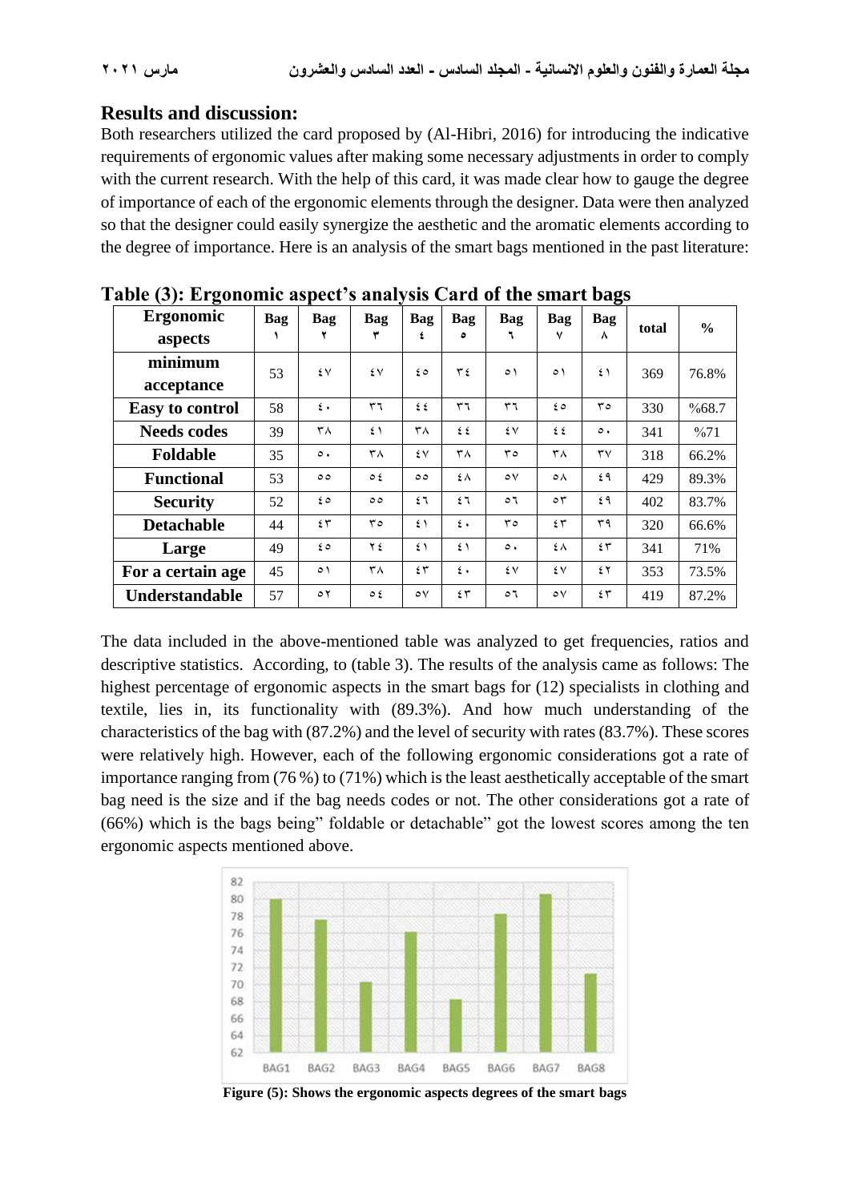## Results and discussion:

Both researchers utilized the card proposed by (Al-Hibri, 2016) for introducing the indicative requirements of ergonomic values after making some necessary adjustments in order to comply with the current research. With the help of this card, it was made clear how to gauge the degree of importance of each of the ergonomic elements through the designer. Data were then analyzed so that the designer could easily synergize the aesthetic and the aromatic elements according to the degree of importance. Here is an analysis of the smart bags mentioned in the past literature:

**Table (3): Ergonomic aspect's analysis Card of the smart bags**

| Ergonomic aspects | Bag ١ | Bag ٢ | Bag ٣ | Bag ٤ | Bag ٥ | Bag ٦ | Bag ٧ | Bag ٨ | total | % |
|---|---|---|---|---|---|---|---|---|---|---|
| minimum acceptance | 53 | ٤٧ | ٤٧ | ٤٥ | ٣٤ | ٥١ | ٥١ | ٤١ | 369 | 76.8% |
| Easy to control | 58 | ٤٠ | ٣٦ | ٤٤ | ٣٦ | ٣٦ | ٤٥ | ٣٥ | 330 | %68.7 |
| Needs codes | 39 | ٣٨ | ٤١ | ٣٨ | ٤٤ | ٤٧ | ٤٤ | ٥٠ | 341 | %71 |
| Foldable | 35 | ٥٠ | ٣٨ | ٤٧ | ٣٨ | ٣٥ | ٣٨ | ٣٧ | 318 | 66.2% |
| Functional | 53 | ٥٥ | ٥٤ | ٥٥ | ٤٨ | ٥٧ | ٥٨ | ٤٩ | 429 | 89.3% |
| Security | 52 | ٤٥ | ٥٥ | ٤٦ | ٤٦ | ٥٦ | ٥٣ | ٤٩ | 402 | 83.7% |
| Detachable | 44 | ٤٣ | ٣٥ | ٤١ | ٤٠ | ٣٥ | ٤٣ | ٣٩ | 320 | 66.6% |
| Large | 49 | ٤٥ | ٢٤ | ٤١ | ٤١ | ٥٠ | ٤٨ | ٤٣ | 341 | 71% |
| For a certain age | 45 | ٥١ | ٣٨ | ٤٣ | ٤٠ | ٤٧ | ٤٧ | ٤٢ | 353 | 73.5% |
| Understandable | 57 | ٥٢ | ٥٤ | ٥٧ | ٤٣ | ٥٦ | ٥٧ | ٤٣ | 419 | 87.2% |

The data included in the above-mentioned table was analyzed to get frequencies, ratios and descriptive statistics. According, to (table 3). The results of the analysis came as follows: The highest percentage of ergonomic aspects in the smart bags for (12) specialists in clothing and textile, lies in, its functionality with (89.3%). And how much understanding of the characteristics of the bag with (87.2%) and the level of security with rates (83.7%). These scores were relatively high. However, each of the following ergonomic considerations got a rate of importance ranging from (76 %) to (71%) which is the least aesthetically acceptable of the smart bag need is the size and if the bag needs codes or not. The other considerations got a rate of (66%) which is the bags being" foldable or detachable" got the lowest scores among the ten ergonomic aspects mentioned above.

**Figure (5): Shows the ergonomic aspects degrees of the smart bags**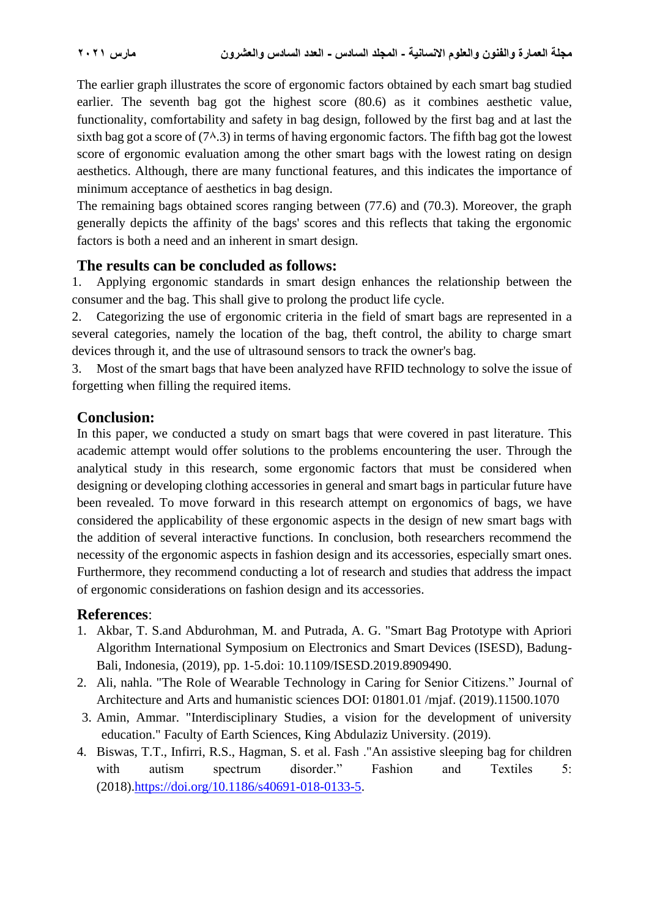The earlier graph illustrates the score of ergonomic factors obtained by each smart bag studied earlier. The seventh bag got the highest score (80.6) as it combines aesthetic value, functionality, comfortability and safety in bag design, followed by the first bag and at last the sixth bag got a score of (7٨.3) in terms of having ergonomic factors. The fifth bag got the lowest score of ergonomic evaluation among the other smart bags with the lowest rating on design aesthetics. Although, there are many functional features, and this indicates the importance of minimum acceptance of aesthetics in bag design.

The remaining bags obtained scores ranging between (77.6) and (70.3). Moreover, the graph generally depicts the affinity of the bags' scores and this reflects that taking the ergonomic factors is both a need and an inherent in smart design.

## The results can be concluded as follows:

1. Applying ergonomic standards in smart design enhances the relationship between the consumer and the bag. This shall give to prolong the product life cycle.
2. Categorizing the use of ergonomic criteria in the field of smart bags are represented in a several categories, namely the location of the bag, theft control, the ability to charge smart devices through it, and the use of ultrasound sensors to track the owner's bag.
3. Most of the smart bags that have been analyzed have RFID technology to solve the issue of forgetting when filling the required items.

## Conclusion:

In this paper, we conducted a study on smart bags that were covered in past literature. This academic attempt would offer solutions to the problems encountering the user. Through the analytical study in this research, some ergonomic factors that must be considered when designing or developing clothing accessories in general and smart bags in particular future have been revealed. To move forward in this research attempt on ergonomics of bags, we have considered the applicability of these ergonomic aspects in the design of new smart bags with the addition of several interactive functions. In conclusion, both researchers recommend the necessity of the ergonomic aspects in fashion design and its accessories, especially smart ones. Furthermore, they recommend conducting a lot of research and studies that address the impact of ergonomic considerations on fashion design and its accessories.

## References:

1. Akbar, T. S.and Abdurohman, M. and Putrada, A. G. "Smart Bag Prototype with Apriori Algorithm International Symposium on Electronics and Smart Devices (ISESD), Badung-Bali, Indonesia, (2019), pp. 1-5.doi: 10.1109/ISESD.2019.8909490.
2. Ali, nahla. "The Role of Wearable Technology in Caring for Senior Citizens." Journal of Architecture and Arts and humanistic sciences DOI: 01801.01 /mjaf. (2019).11500.1070
3. Amin, Ammar. "Interdisciplinary Studies, a vision for the development of university education." Faculty of Earth Sciences, King Abdulaziz University. (2019).
4. Biswas, T.T., Infirri, R.S., Hagman, S. et al. Fash ."An assistive sleeping bag for children with autism spectrum disorder." Fashion and Textiles 5: (2018).https://doi.org/10.1186/s40691-018-0133-5.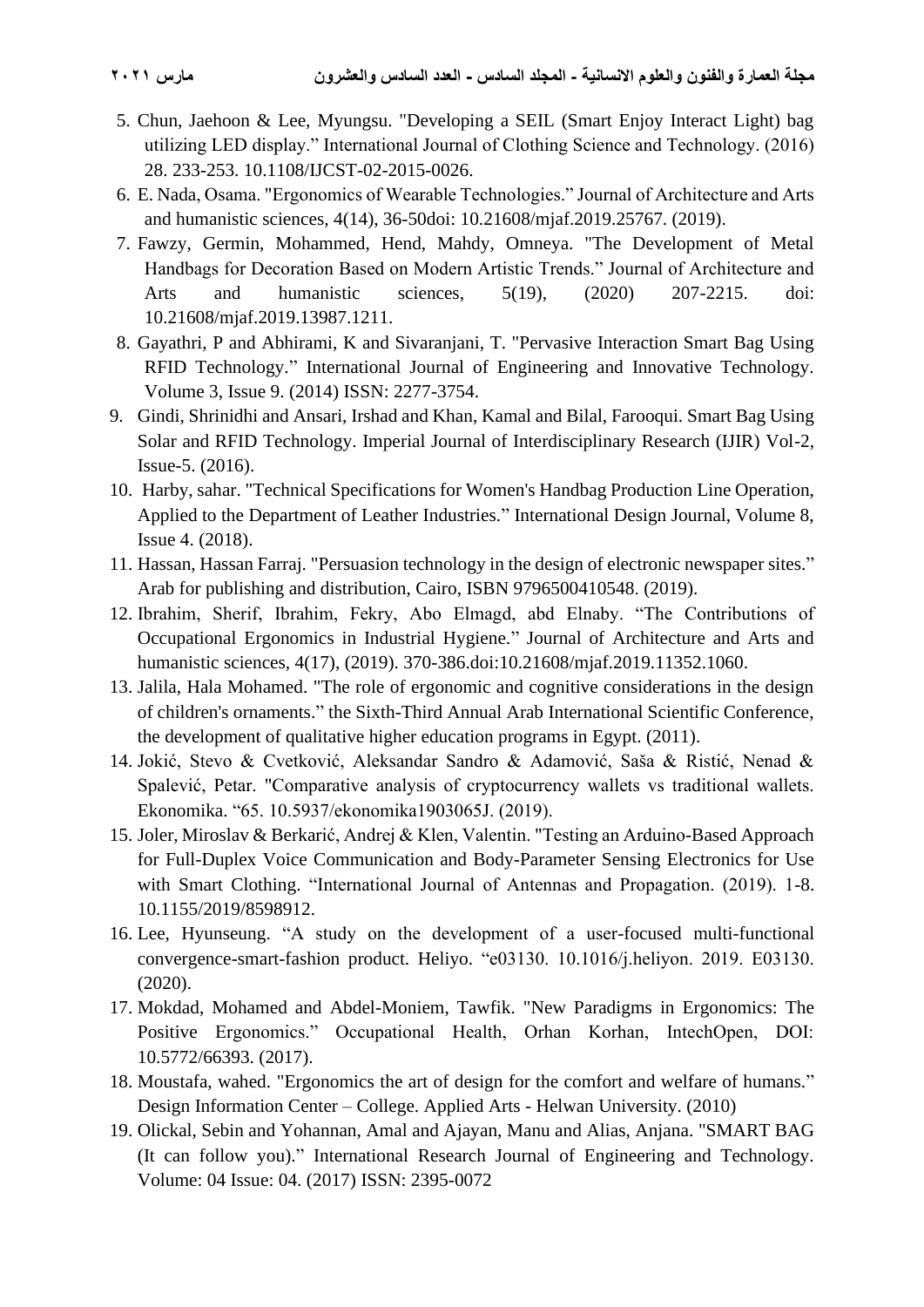5. Chun, Jaehoon & Lee, Myungsu. "Developing a SEIL (Smart Enjoy Interact Light) bag utilizing LED display." International Journal of Clothing Science and Technology. (2016) 28. 233-253. 10.1108/IJCST-02-2015-0026.
6. E. Nada, Osama. "Ergonomics of Wearable Technologies." Journal of Architecture and Arts and humanistic sciences, 4(14), 36-50doi: 10.21608/mjaf.2019.25767. (2019).
7. Fawzy, Germin, Mohammed, Hend, Mahdy, Omneya. "The Development of Metal Handbags for Decoration Based on Modern Artistic Trends." Journal of Architecture and Arts and humanistic sciences, 5(19), (2020) 207-2215. doi: 10.21608/mjaf.2019.13987.1211.
8. Gayathri, P and Abhirami, K and Sivaranjani, T. "Pervasive Interaction Smart Bag Using RFID Technology." International Journal of Engineering and Innovative Technology. Volume 3, Issue 9. (2014) ISSN: 2277-3754.
9. Gindi, Shrinidhi and Ansari, Irshad and Khan, Kamal and Bilal, Farooqui. Smart Bag Using Solar and RFID Technology. Imperial Journal of Interdisciplinary Research (IJIR) Vol-2, Issue-5. (2016).
10. Harby, sahar. "Technical Specifications for Women's Handbag Production Line Operation, Applied to the Department of Leather Industries." International Design Journal, Volume 8, Issue 4. (2018).
11. Hassan, Hassan Farraj. "Persuasion technology in the design of electronic newspaper sites." Arab for publishing and distribution, Cairo, ISBN 9796500410548. (2019).
12. Ibrahim, Sherif, Ibrahim, Fekry, Abo Elmagd, abd Elnaby. "The Contributions of Occupational Ergonomics in Industrial Hygiene." Journal of Architecture and Arts and humanistic sciences, 4(17), (2019). 370-386.doi:10.21608/mjaf.2019.11352.1060.
13. Jalila, Hala Mohamed. "The role of ergonomic and cognitive considerations in the design of children's ornaments." the Sixth-Third Annual Arab International Scientific Conference, the development of qualitative higher education programs in Egypt. (2011).
14. Jokić, Stevo & Cvetković, Aleksandar Sandro & Adamović, Saša & Ristić, Nenad & Spalević, Petar. "Comparative analysis of cryptocurrency wallets vs traditional wallets. Ekonomika. "65. 10.5937/ekonomika1903065J. (2019).
15. Joler, Miroslav & Berkarić, Andrej & Klen, Valentin. "Testing an Arduino-Based Approach for Full-Duplex Voice Communication and Body-Parameter Sensing Electronics for Use with Smart Clothing. "International Journal of Antennas and Propagation. (2019). 1-8. 10.1155/2019/8598912.
16. Lee, Hyunseung. "A study on the development of a user-focused multi-functional convergence-smart-fashion product. Heliyo. "e03130. 10.1016/j.heliyon. 2019. E03130. (2020).
17. Mokdad, Mohamed and Abdel-Moniem, Tawfik. "New Paradigms in Ergonomics: The Positive Ergonomics." Occupational Health, Orhan Korhan, IntechOpen, DOI: 10.5772/66393. (2017).
18. Moustafa, wahed. "Ergonomics the art of design for the comfort and welfare of humans." Design Information Center – College. Applied Arts - Helwan University. (2010)
19. Olickal, Sebin and Yohannan, Amal and Ajayan, Manu and Alias, Anjana. "SMART BAG (It can follow you)." International Research Journal of Engineering and Technology. Volume: 04 Issue: 04. (2017) ISSN: 2395-0072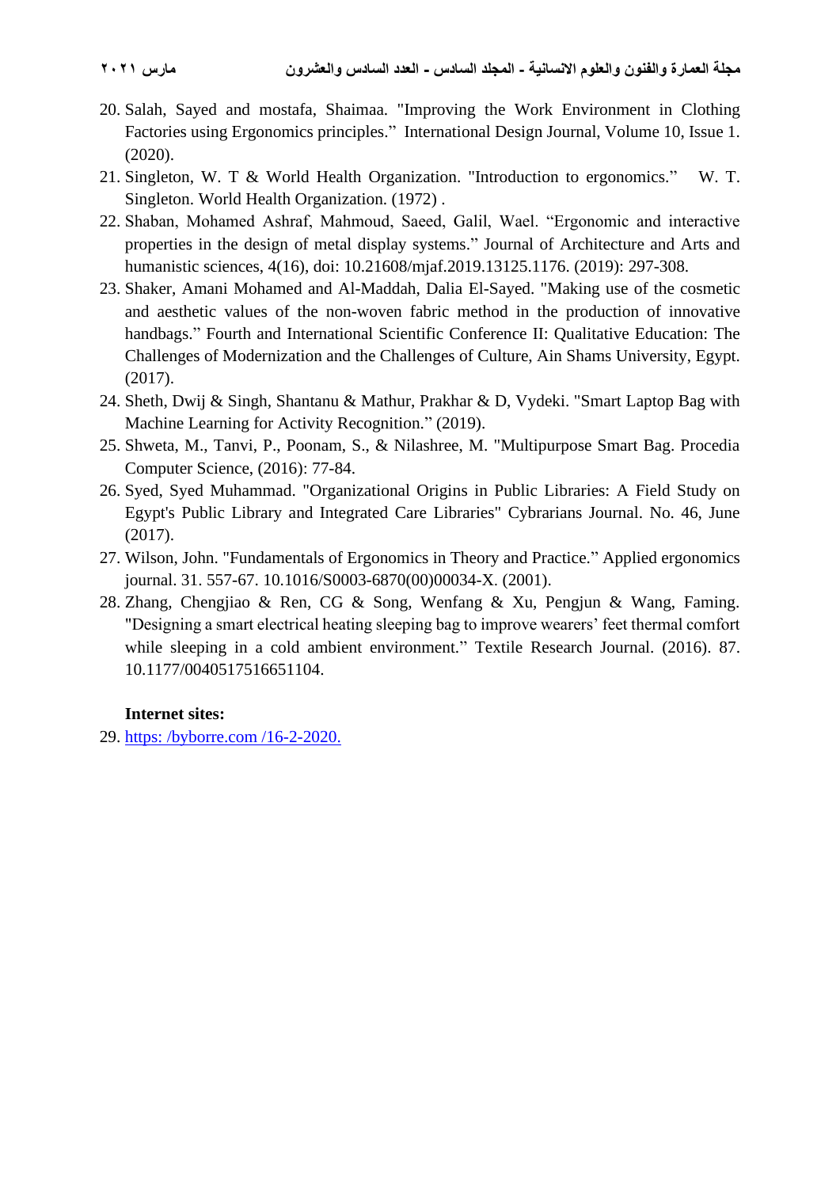20. Salah, Sayed and mostafa, Shaimaa. "Improving the Work Environment in Clothing Factories using Ergonomics principles." International Design Journal, Volume 10, Issue 1. (2020).
21. Singleton, W. T & World Health Organization. "Introduction to ergonomics." W. T. Singleton. World Health Organization. (1972) .
22. Shaban, Mohamed Ashraf, Mahmoud, Saeed, Galil, Wael. "Ergonomic and interactive properties in the design of metal display systems." Journal of Architecture and Arts and humanistic sciences, 4(16), doi: 10.21608/mjaf.2019.13125.1176. (2019): 297-308.
23. Shaker, Amani Mohamed and Al-Maddah, Dalia El-Sayed. "Making use of the cosmetic and aesthetic values of the non-woven fabric method in the production of innovative handbags." Fourth and International Scientific Conference II: Qualitative Education: The Challenges of Modernization and the Challenges of Culture, Ain Shams University, Egypt. (2017).
24. Sheth, Dwij & Singh, Shantanu & Mathur, Prakhar & D, Vydeki. "Smart Laptop Bag with Machine Learning for Activity Recognition." (2019).
25. Shweta, M., Tanvi, P., Poonam, S., & Nilashree, M. "Multipurpose Smart Bag. Procedia Computer Science, (2016): 77-84.
26. Syed, Syed Muhammad. "Organizational Origins in Public Libraries: A Field Study on Egypt's Public Library and Integrated Care Libraries" Cybrarians Journal. No. 46, June (2017).
27. Wilson, John. "Fundamentals of Ergonomics in Theory and Practice." Applied ergonomics journal. 31. 557-67. 10.1016/S0003-6870(00)00034-X. (2001).
28. Zhang, Chengjiao & Ren, CG & Song, Wenfang & Xu, Pengjun & Wang, Faming. "Designing a smart electrical heating sleeping bag to improve wearers' feet thermal comfort while sleeping in a cold ambient environment." Textile Research Journal. (2016). 87. 10.1177/0040517516651104.

**Internet sites:**

29. https: /byborre.com /16-2-2020.